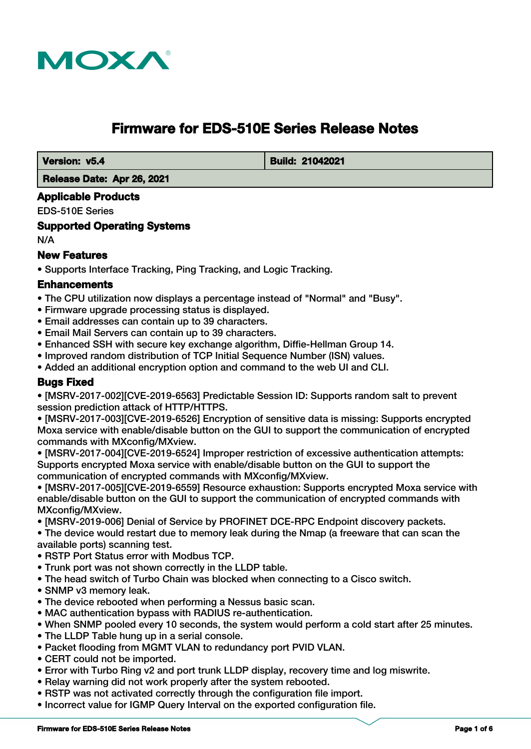# Firmware for EDS-510E Series Release Notes

| **Version: v5.4** | **Build: 21042021** |
| --- | --- |
| **Release Date: Apr 26, 2021** | |

## Applicable Products

EDS-510E Series

## Supported Operating Systems

N/A

## New Features

- Supports Interface Tracking, Ping Tracking, and Logic Tracking.

## Enhancements

- The CPU utilization now displays a percentage instead of "Normal" and "Busy".
- Firmware upgrade processing status is displayed.
- Email addresses can contain up to 39 characters.
- Email Mail Servers can contain up to 39 characters.
- Enhanced SSH with secure key exchange algorithm, Diffie-Hellman Group 14.
- Improved random distribution of TCP Initial Sequence Number (ISN) values.
- Added an additional encryption option and command to the web UI and CLI.

## Bugs Fixed

- [MSRV-2017-002][CVE-2019-6563] Predictable Session ID: Supports random salt to prevent session prediction attack of HTTP/HTTPS.
- [MSRV-2017-003][CVE-2019-6526] Encryption of sensitive data is missing: Supports encrypted Moxa service with enable/disable button on the GUI to support the communication of encrypted commands with MXconfig/MXview.
- [MSRV-2017-004][CVE-2019-6524] Improper restriction of excessive authentication attempts: Supports encrypted Moxa service with enable/disable button on the GUI to support the communication of encrypted commands with MXconfig/MXview.
- [MSRV-2017-005][CVE-2019-6559] Resource exhaustion: Supports encrypted Moxa service with enable/disable button on the GUI to support the communication of encrypted commands with MXconfig/MXview.
- [MSRV-2019-006] Denial of Service by PROFINET DCE-RPC Endpoint discovery packets.
- The device would restart due to memory leak during the Nmap (a freeware that can scan the available ports) scanning test.
- RSTP Port Status error with Modbus TCP.
- Trunk port was not shown correctly in the LLDP table.
- The head switch of Turbo Chain was blocked when connecting to a Cisco switch.
- SNMP v3 memory leak.
- The device rebooted when performing a Nessus basic scan.
- MAC authentication bypass with RADIUS re-authentication.
- When SNMP pooled every 10 seconds, the system would perform a cold start after 25 minutes.
- The LLDP Table hung up in a serial console.
- Packet flooding from MGMT VLAN to redundancy port PVID VLAN.
- CERT could not be imported.
- Error with Turbo Ring v2 and port trunk LLDP display, recovery time and log miswrite.
- Relay warning did not work properly after the system rebooted.
- RSTP was not activated correctly through the configuration file import.
- Incorrect value for IGMP Query Interval on the exported configuration file.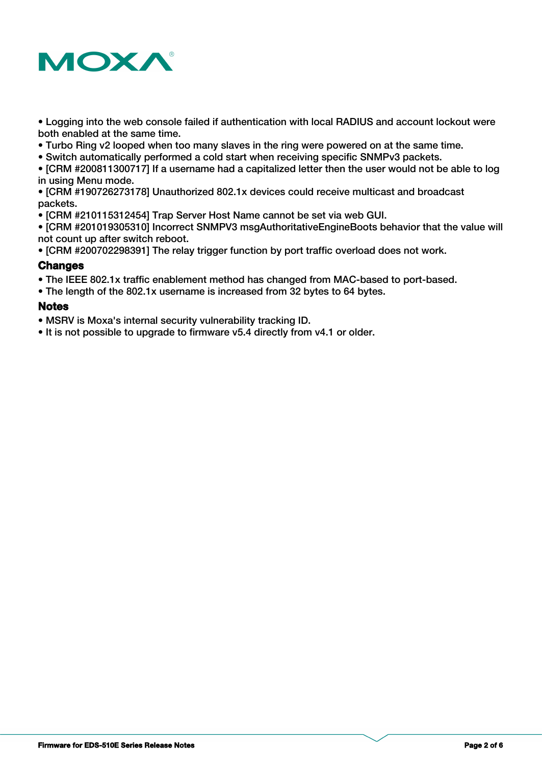- Logging into the web console failed if authentication with local RADIUS and account lockout were both enabled at the same time.
- Turbo Ring v2 looped when too many slaves in the ring were powered on at the same time.
- Switch automatically performed a cold start when receiving specific SNMPv3 packets.
- [CRM #200811300717] If a username had a capitalized letter then the user would not be able to log in using Menu mode.
- [CRM #190726273178] Unauthorized 802.1x devices could receive multicast and broadcast packets.
- [CRM #210115312454] Trap Server Host Name cannot be set via web GUI.
- [CRM #201019305310] Incorrect SNMPV3 msgAuthoritativeEngineBoots behavior that the value will not count up after switch reboot.
- [CRM #200702298391] The relay trigger function by port traffic overload does not work.

### Changes

- The IEEE 802.1x traffic enablement method has changed from MAC-based to port-based.
- The length of the 802.1x username is increased from 32 bytes to 64 bytes.

### Notes

- MSRV is Moxa's internal security vulnerability tracking ID.
- It is not possible to upgrade to firmware v5.4 directly from v4.1 or older.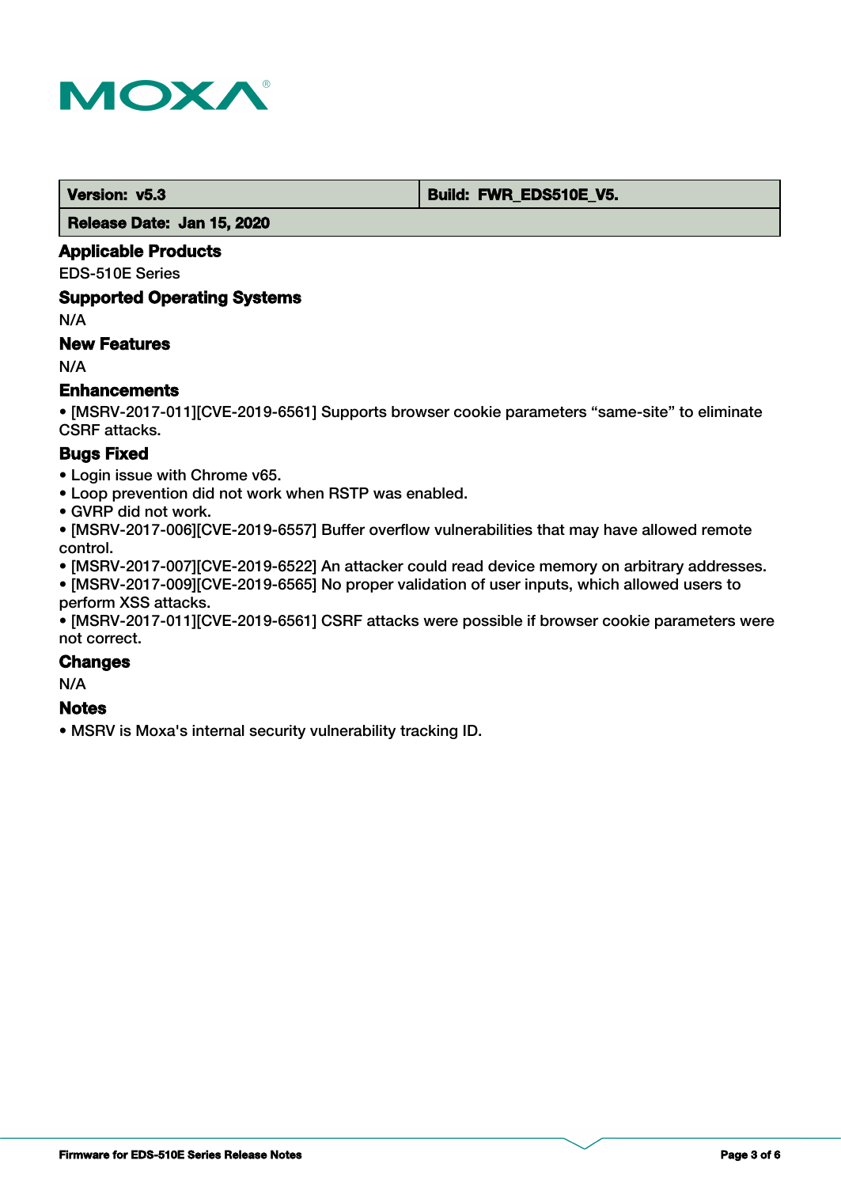| Version: v5.3 | Build: FWR_EDS510E_V5. |
| --- | --- |
| Release Date: Jan 15, 2020 | |

## Applicable Products

EDS-510E Series

## Supported Operating Systems

N/A

## New Features

N/A

## Enhancements

- [MSRV-2017-011][CVE-2019-6561] Supports browser cookie parameters “same-site” to eliminate CSRF attacks.

## Bugs Fixed

- Login issue with Chrome v65.
- Loop prevention did not work when RSTP was enabled.
- GVRP did not work.
- [MSRV-2017-006][CVE-2019-6557] Buffer overflow vulnerabilities that may have allowed remote control.
- [MSRV-2017-007][CVE-2019-6522] An attacker could read device memory on arbitrary addresses.
- [MSRV-2017-009][CVE-2019-6565] No proper validation of user inputs, which allowed users to perform XSS attacks.
- [MSRV-2017-011][CVE-2019-6561] CSRF attacks were possible if browser cookie parameters were not correct.

## Changes

N/A

## Notes

- MSRV is Moxa's internal security vulnerability tracking ID.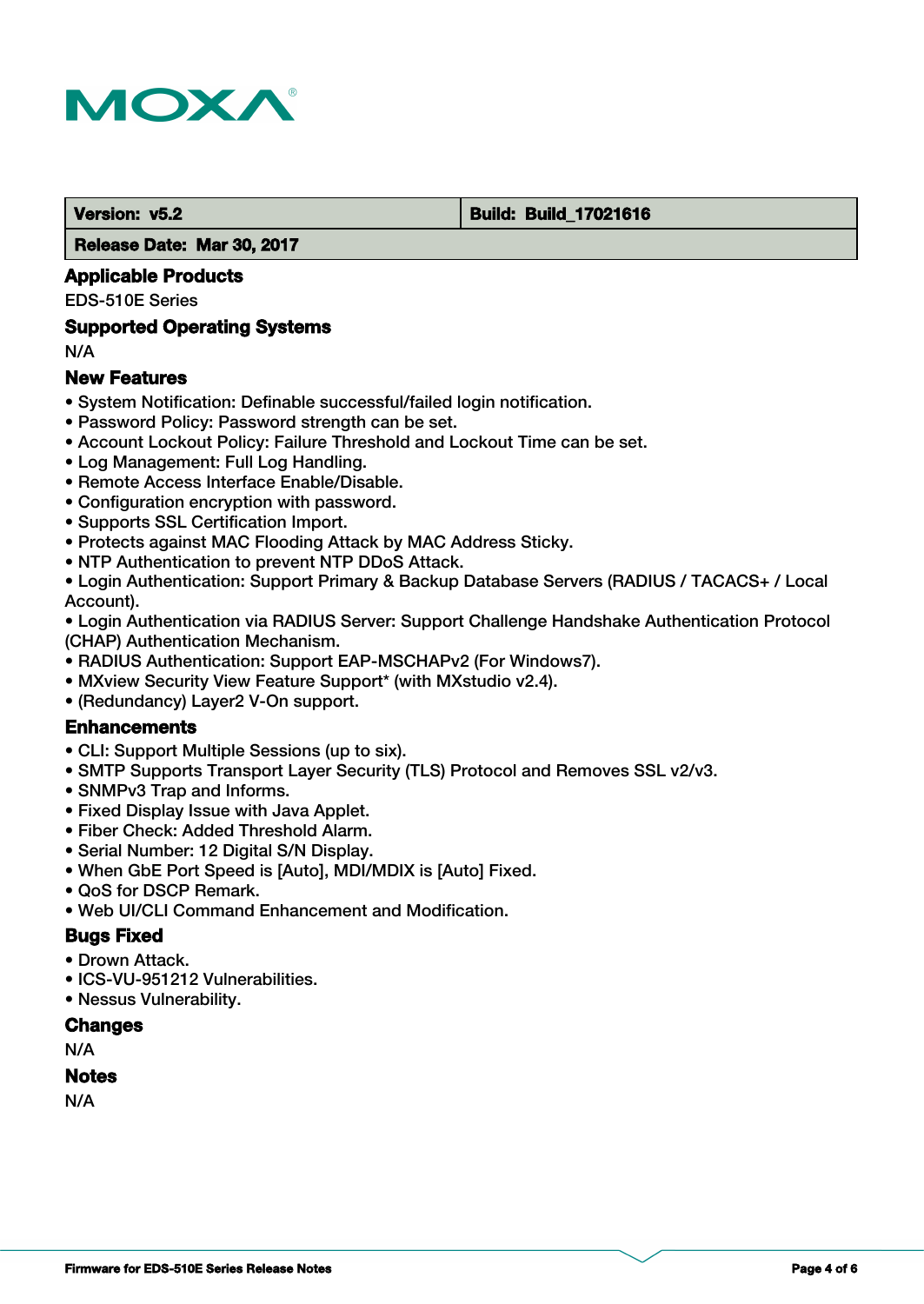| Version: v5.2 | Build: Build_17021616 |
| --- | --- |
| Release Date: Mar 30, 2017 | |

### Applicable Products

EDS-510E Series

### Supported Operating Systems

N/A

### New Features

- System Notification: Definable successful/failed login notification.
- Password Policy: Password strength can be set.
- Account Lockout Policy: Failure Threshold and Lockout Time can be set.
- Log Management: Full Log Handling.
- Remote Access Interface Enable/Disable.
- Configuration encryption with password.
- Supports SSL Certification Import.
- Protects against MAC Flooding Attack by MAC Address Sticky.
- NTP Authentication to prevent NTP DDoS Attack.
- Login Authentication: Support Primary & Backup Database Servers (RADIUS / TACACS+ / Local Account).
- Login Authentication via RADIUS Server: Support Challenge Handshake Authentication Protocol (CHAP) Authentication Mechanism.
- RADIUS Authentication: Support EAP-MSCHAPv2 (For Windows7).
- MXview Security View Feature Support* (with MXstudio v2.4).
- (Redundancy) Layer2 V-On support.

### Enhancements

- CLI: Support Multiple Sessions (up to six).
- SMTP Supports Transport Layer Security (TLS) Protocol and Removes SSL v2/v3.
- SNMPv3 Trap and Informs.
- Fixed Display Issue with Java Applet.
- Fiber Check: Added Threshold Alarm.
- Serial Number: 12 Digital S/N Display.
- When GbE Port Speed is [Auto], MDI/MDIX is [Auto] Fixed.
- QoS for DSCP Remark.
- Web UI/CLI Command Enhancement and Modification.

### Bugs Fixed

- Drown Attack.
- ICS-VU-951212 Vulnerabilities.
- Nessus Vulnerability.

### Changes

N/A

### Notes

N/A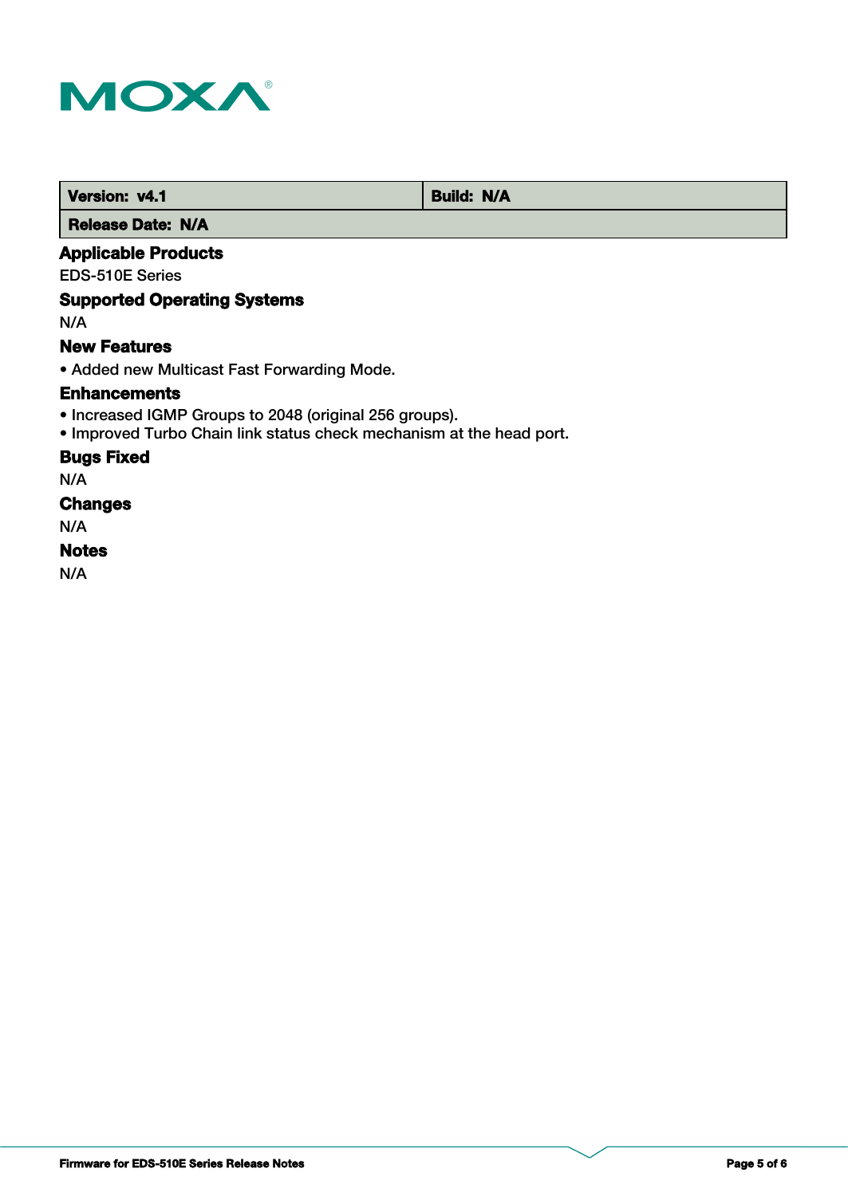| Version: v4.1 | Build: N/A |
| --- | --- |
| Release Date: N/A | |

### Applicable Products

EDS-510E Series

### Supported Operating Systems

N/A

### New Features

• Added new Multicast Fast Forwarding Mode.

### Enhancements

• Increased IGMP Groups to 2048 (original 256 groups).
• Improved Turbo Chain link status check mechanism at the head port.

### Bugs Fixed

N/A

### Changes

N/A

### Notes

N/A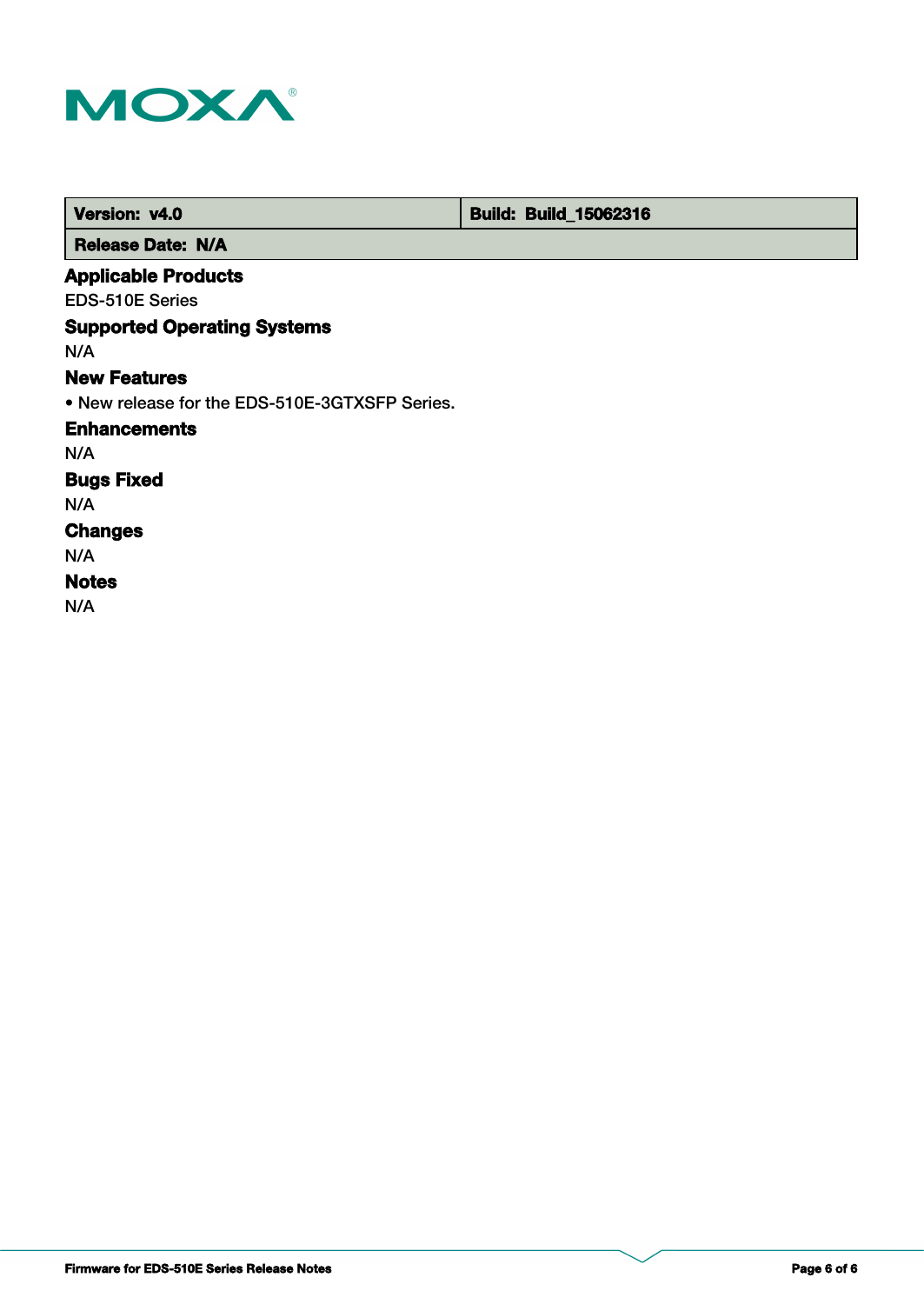| Version: v4.0 | Build: Build_15062316 |
|---|---|
| Release Date: N/A | |

### Applicable Products

EDS-510E Series

### Supported Operating Systems

N/A

### New Features

• New release for the EDS-510E-3GTXSFP Series.

### Enhancements

N/A

### Bugs Fixed

N/A

### Changes

N/A

### Notes

N/A